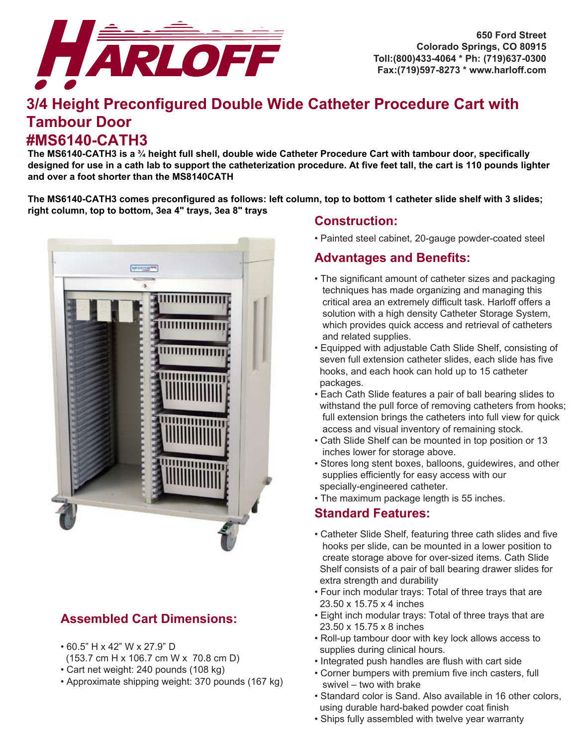HARLOFF

650 Ford Street
Colorado Springs, CO 80915
Toll:(800)433-4064 * Ph: (719)637-0300
Fax:(719)597-8273 * www.harloff.com

# 3/4 Height Preconfigured Double Wide Catheter Procedure Cart with Tambour Door

# #MS6140-CATH3

**The MS6140-CATH3 is a ¾ height full shell, double wide Catheter Procedure Cart with tambour door, specifically designed for use in a cath lab to support the catheterization procedure. At five feet tall, the cart is 110 pounds lighter and over a foot shorter than the MS8140CATH**

**The MS6140-CATH3 comes preconfigured as follows: left column, top to bottom 1 catheter slide shelf with 3 slides; right column, top to bottom, 3ea 4" trays, 3ea 8" trays**

## Construction:

- Painted steel cabinet, 20-gauge powder-coated steel

## Advantages and Benefits:

- The significant amount of catheter sizes and packaging techniques has made organizing and managing this critical area an extremely difficult task. Harloff offers a solution with a high density Catheter Storage System, which provides quick access and retrieval of catheters and related supplies.
- Equipped with adjustable Cath Slide Shelf, consisting of seven full extension catheter slides, each slide has five hooks, and each hook can hold up to 15 catheter packages.
- Each Cath Slide features a pair of ball bearing slides to withstand the pull force of removing catheters from hooks; full extension brings the catheters into full view for quick access and visual inventory of remaining stock.
- Cath Slide Shelf can be mounted in top position or 13 inches lower for storage above.
- Stores long stent boxes, balloons, guidewires, and other supplies efficiently for easy access with our specially-engineered catheter.
- The maximum package length is 55 inches.

## Standard Features:

- Catheter Slide Shelf, featuring three cath slides and five hooks per slide, can be mounted in a lower position to create storage above for over-sized items. Cath Slide Shelf consists of a pair of ball bearing drawer slides for extra strength and durability
- Four inch modular trays: Total of three trays that are 23.50 x 15.75 x 4 inches
- Eight inch modular trays: Total of three trays that are 23.50 x 15.75 x 8 inches
- Roll-up tambour door with key lock allows access to supplies during clinical hours.
- Integrated push handles are flush with cart side
- Corner bumpers with premium five inch casters, full swivel – two with brake
- Standard color is Sand. Also available in 16 other colors, using durable hard-baked powder coat finish
- Ships fully assembled with twelve year warranty

## Assembled Cart Dimensions:

- 60.5" H x 42" W x 27.9" D (153.7 cm H x 106.7 cm W x 70.8 cm D)
- Cart net weight: 240 pounds (108 kg)
- Approximate shipping weight: 370 pounds (167 kg)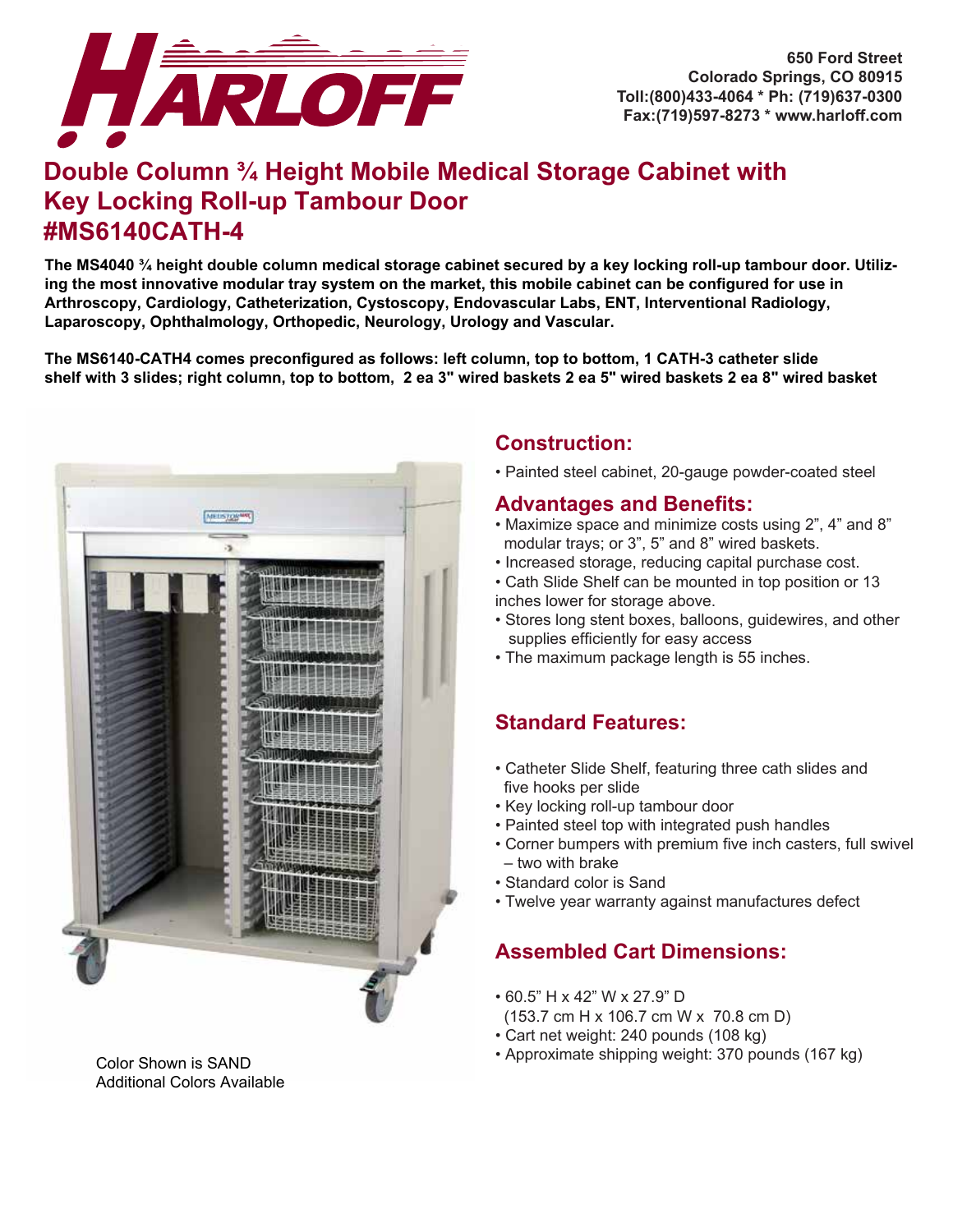**650 Ford Street**
**Colorado Springs, CO 80915**
**Toll:(800)433-4064 * Ph: (719)637-0300**
**Fax:(719)597-8273 * www.harloff.com**

# Double Column ¾ Height Mobile Medical Storage Cabinet with Key Locking Roll-up Tambour Door #MS6140CATH-4

**The MS4040 ¾ height double column medical storage cabinet secured by a key locking roll-up tambour door. Utilizing the most innovative modular tray system on the market, this mobile cabinet can be configured for use in Arthroscopy, Cardiology, Catheterization, Cystoscopy, Endovascular Labs, ENT, Interventional Radiology, Laparoscopy, Ophthalmology, Orthopedic, Neurology, Urology and Vascular.**

**The MS6140-CATH4 comes preconfigured as follows: left column, top to bottom, 1 CATH-3 catheter slide shelf with 3 slides; right column, top to bottom, 2 ea 3" wired baskets 2 ea 5" wired baskets 2 ea 8" wired basket**

Color Shown is SAND
Additional Colors Available

## Construction:

- Painted steel cabinet, 20-gauge powder-coated steel

## Advantages and Benefits:

- Maximize space and minimize costs using 2", 4" and 8" modular trays; or 3", 5" and 8" wired baskets.
- Increased storage, reducing capital purchase cost.
- Cath Slide Shelf can be mounted in top position or 13 inches lower for storage above.
- Stores long stent boxes, balloons, guidewires, and other supplies efficiently for easy access
- The maximum package length is 55 inches.

## Standard Features:

- Catheter Slide Shelf, featuring three cath slides and five hooks per slide
- Key locking roll-up tambour door
- Painted steel top with integrated push handles
- Corner bumpers with premium five inch casters, full swivel – two with brake
- Standard color is Sand
- Twelve year warranty against manufactures defect

## Assembled Cart Dimensions:

- 60.5" H x 42" W x 27.9" D (153.7 cm H x 106.7 cm W x 70.8 cm D)
- Cart net weight: 240 pounds (108 kg)
- Approximate shipping weight: 370 pounds (167 kg)